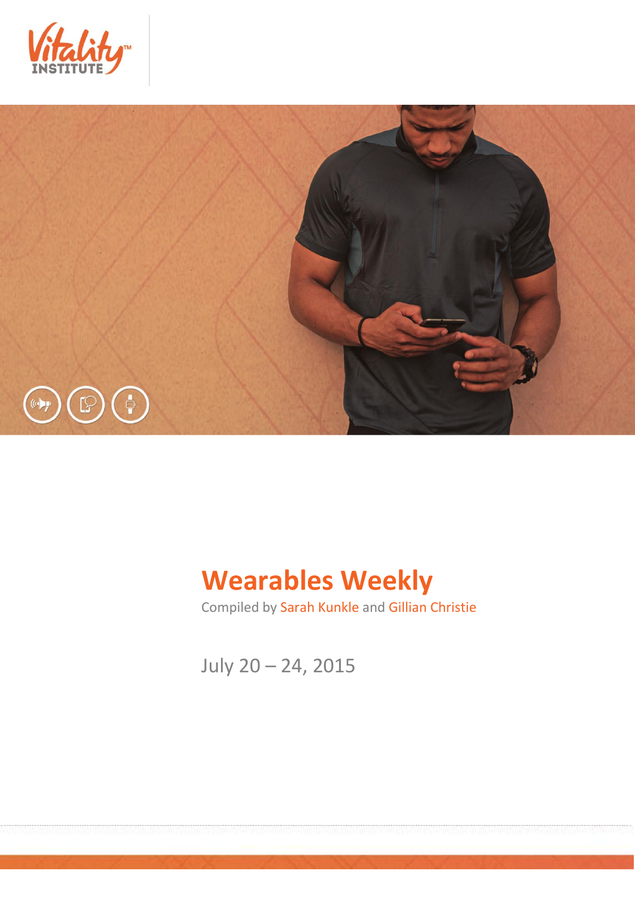Vitality™ INSTITUTE

# Wearables Weekly

Compiled by Sarah Kunkle and Gillian Christie

July 20 – 24, 2015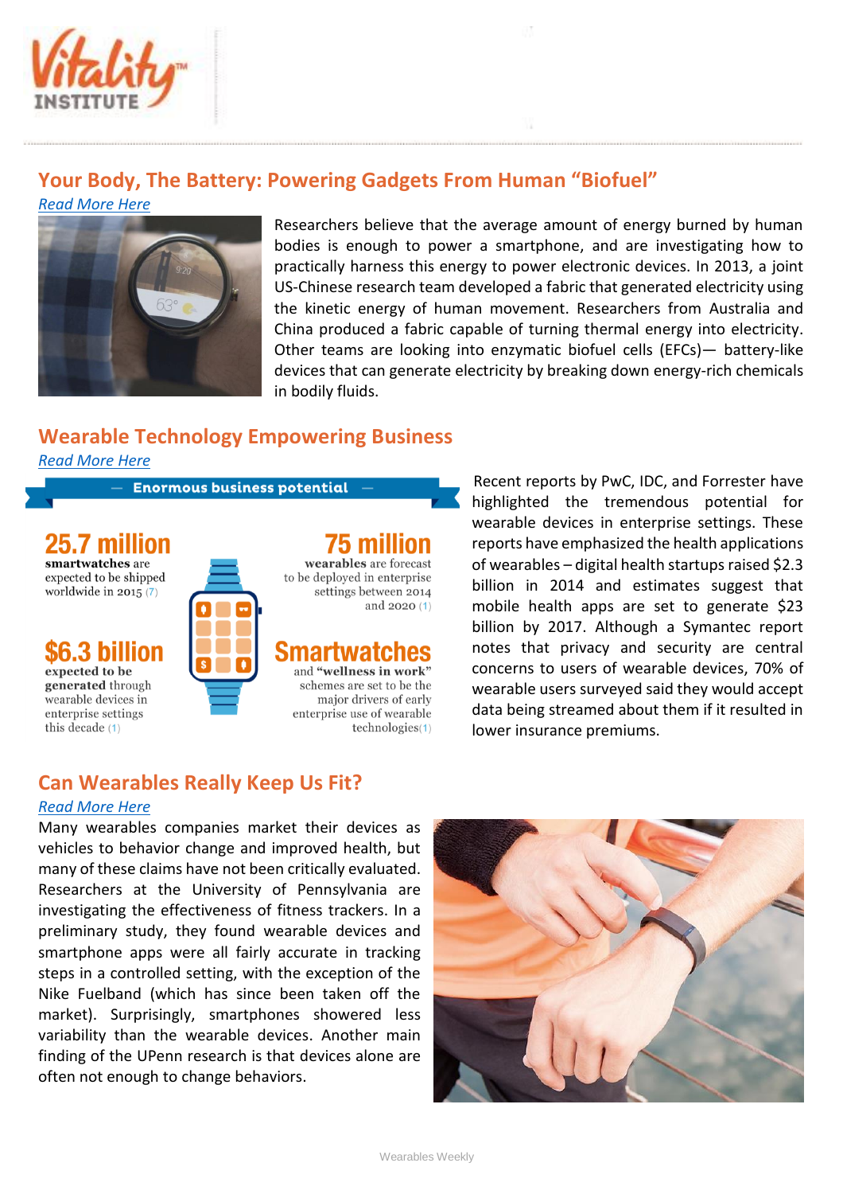## Your Body, The Battery: Powering Gadgets From Human "Biofuel"

*Read More Here*

Researchers believe that the average amount of energy burned by human bodies is enough to power a smartphone, and are investigating how to practically harness this energy to power electronic devices. In 2013, a joint US-Chinese research team developed a fabric that generated electricity using the kinetic energy of human movement. Researchers from Australia and China produced a fabric capable of turning thermal energy into electricity. Other teams are looking into enzymatic biofuel cells (EFCs)— battery-like devices that can generate electricity by breaking down energy-rich chemicals in bodily fluids.

## Wearable Technology Empowering Business

*Read More Here*

**Enormous business potential**

**25.7 million smartwatches** are expected to be shipped worldwide in 2015 (7)

**75 million wearables** are forecast to be deployed in enterprise settings between 2014 and 2020 (1)

**$6.3 billion expected to be generated** through wearable devices in enterprise settings this decade (1)

**Smartwatches** and **"wellness in work"** schemes are set to be the major drivers of early enterprise use of wearable technologies (1)

Recent reports by PwC, IDC, and Forrester have highlighted the tremendous potential for wearable devices in enterprise settings. These reports have emphasized the health applications of wearables – digital health startups raised $2.3 billion in 2014 and estimates suggest that mobile health apps are set to generate $23 billion by 2017. Although a Symantec report notes that privacy and security are central concerns to users of wearable devices, 70% of wearable users surveyed said they would accept data being streamed about them if it resulted in lower insurance premiums.

## Can Wearables Really Keep Us Fit?

*Read More Here*

Many wearables companies market their devices as vehicles to behavior change and improved health, but many of these claims have not been critically evaluated. Researchers at the University of Pennsylvania are investigating the effectiveness of fitness trackers. In a preliminary study, they found wearable devices and smartphone apps were all fairly accurate in tracking steps in a controlled setting, with the exception of the Nike Fuelband (which has since been taken off the market). Surprisingly, smartphones showered less variability than the wearable devices. Another main finding of the UPenn research is that devices alone are often not enough to change behaviors.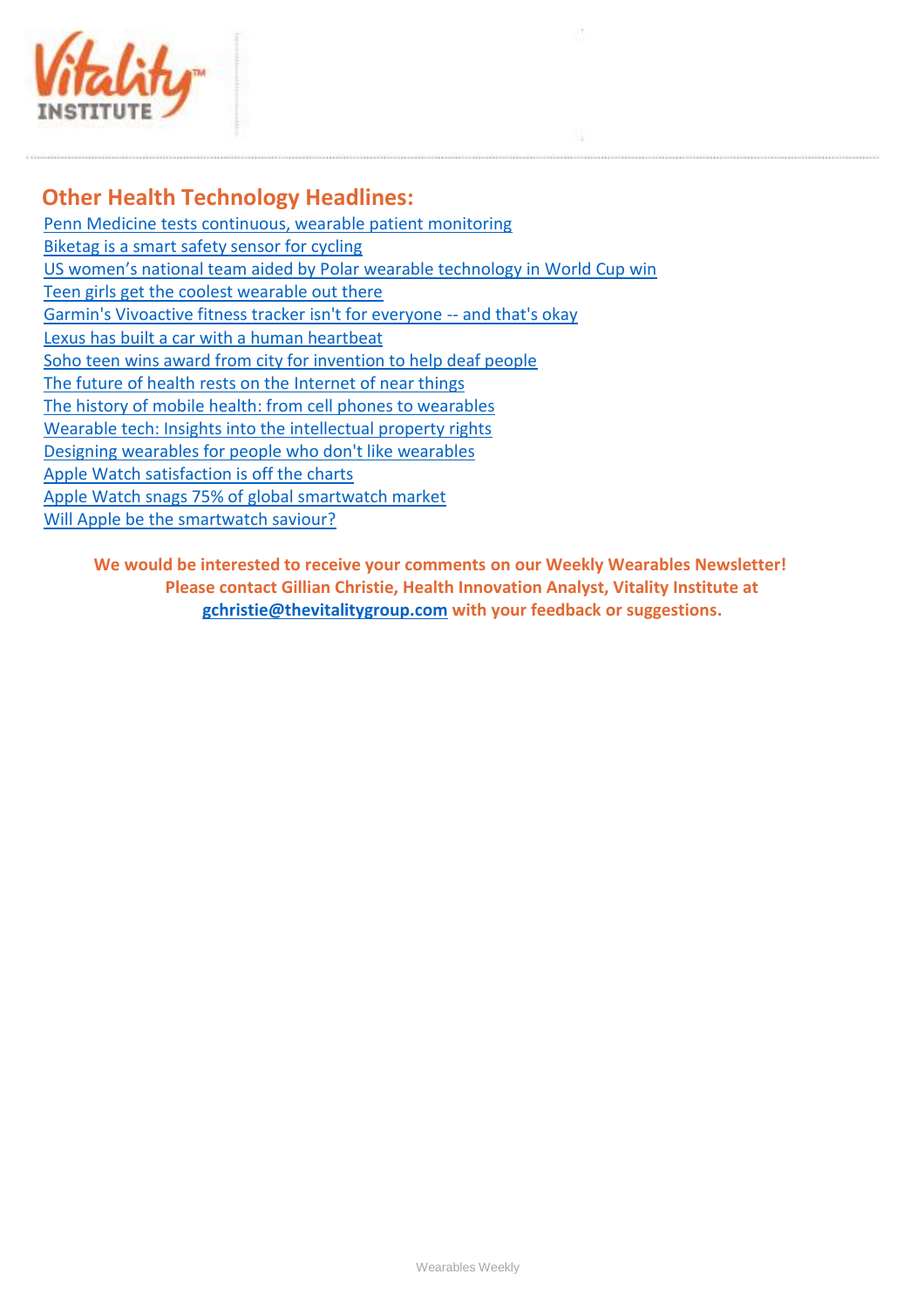## Other Health Technology Headlines:

- Penn Medicine tests continuous, wearable patient monitoring
- Biketag is a smart safety sensor for cycling
- US women's national team aided by Polar wearable technology in World Cup win
- Teen girls get the coolest wearable out there
- Garmin's Vivoactive fitness tracker isn't for everyone -- and that's okay
- Lexus has built a car with a human heartbeat
- Soho teen wins award from city for invention to help deaf people
- The future of health rests on the Internet of near things
- The history of mobile health: from cell phones to wearables
- Wearable tech: Insights into the intellectual property rights
- Designing wearables for people who don't like wearables
- Apple Watch satisfaction is off the charts
- Apple Watch snags 75% of global smartwatch market
- Will Apple be the smartwatch saviour?

**We would be interested to receive your comments on our Weekly Wearables Newsletter! Please contact Gillian Christie, Health Innovation Analyst, Vitality Institute at gchristie@thevitalitygroup.com with your feedback or suggestions.**